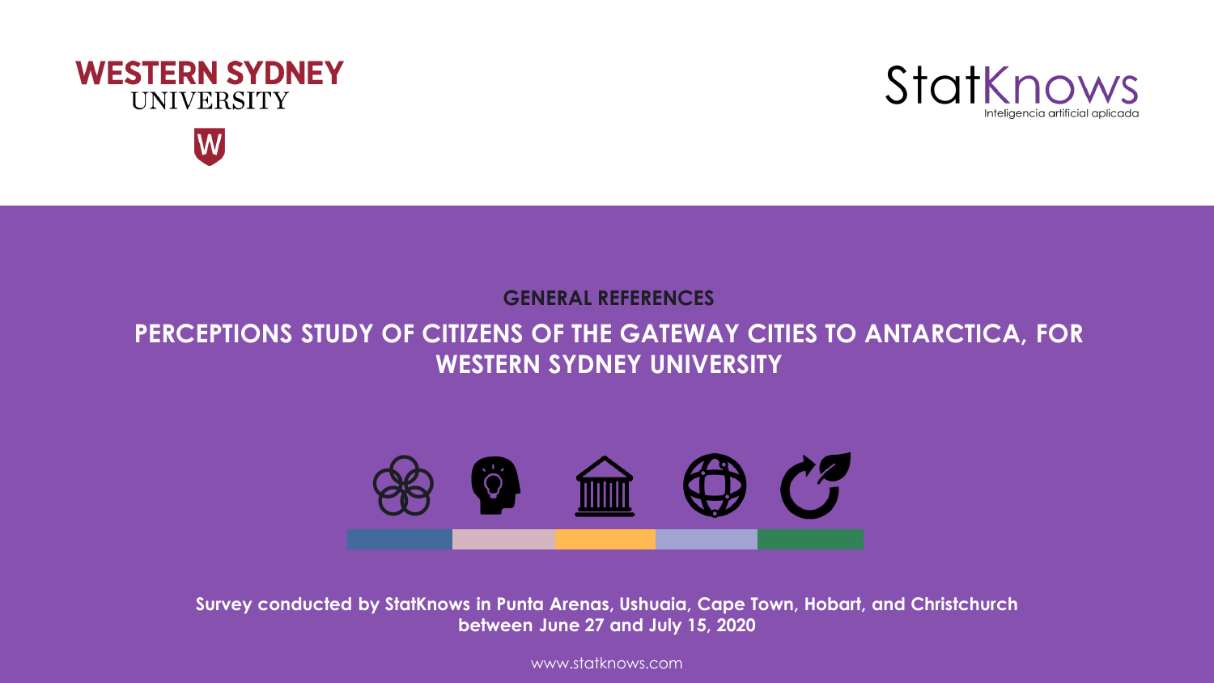WESTERN SYDNEY UNIVERSITY

StatKnows
Inteligencia artificial aplicada

## GENERAL REFERENCES

# PERCEPTIONS STUDY OF CITIZENS OF THE GATEWAY CITIES TO ANTARCTICA, FOR WESTERN SYDNEY UNIVERSITY

**Survey conducted by StatKnows in Punta Arenas, Ushuaia, Cape Town, Hobart, and Christchurch between June 27 and July 15, 2020**

www.statknows.com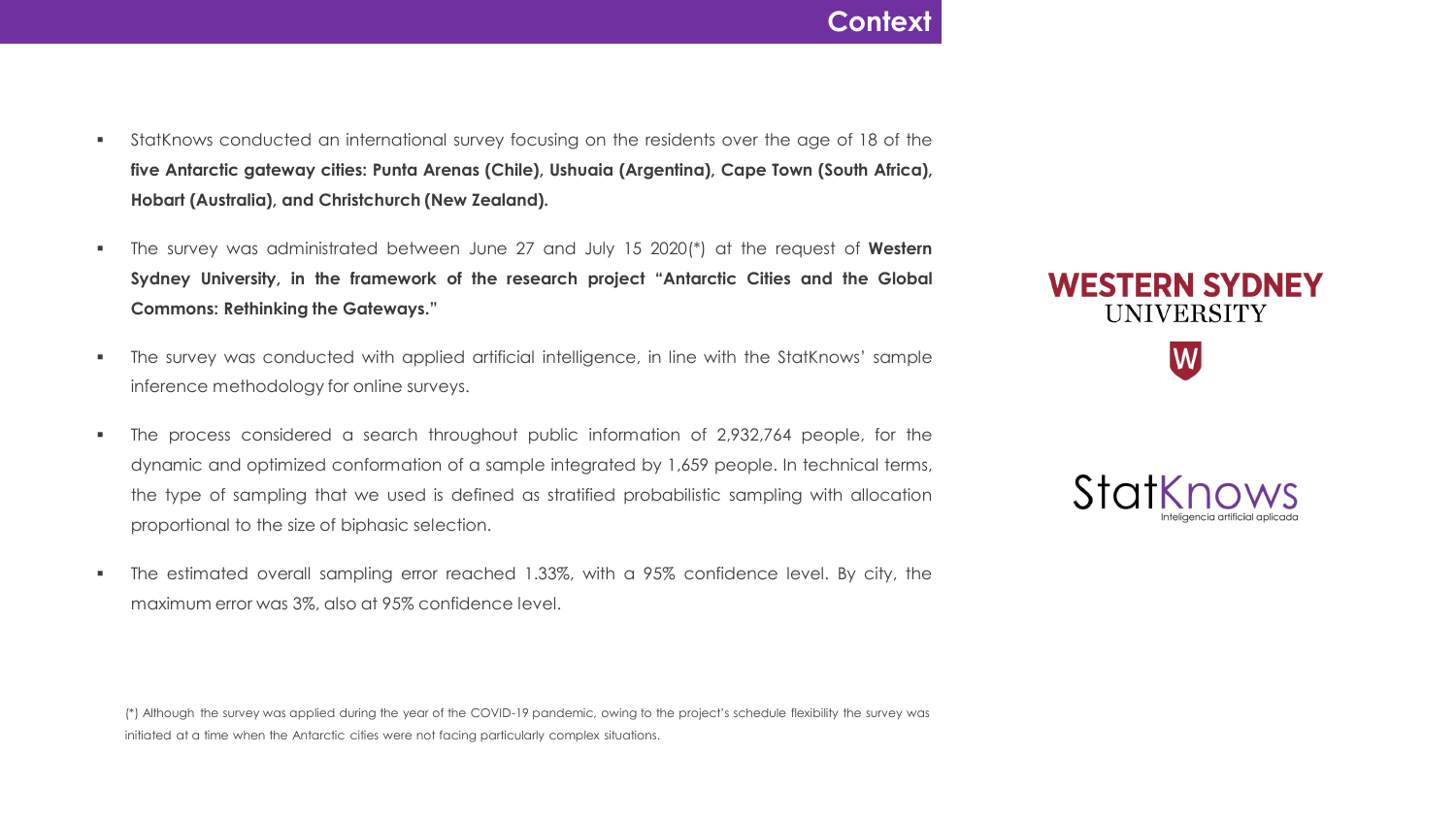# Context

- StatKnows conducted an international survey focusing on the residents over the age of 18 of the **five Antarctic gateway cities: Punta Arenas (Chile), Ushuaia (Argentina), Cape Town (South Africa), Hobart (Australia), and Christchurch (New Zealand).**
- The survey was administrated between June 27 and July 15 2020(*) at the request of **Western Sydney University, in the framework of the research project "Antarctic Cities and the Global Commons: Rethinking the Gateways."**
- The survey was conducted with applied artificial intelligence, in line with the StatKnows' sample inference methodology for online surveys.
- The process considered a search throughout public information of 2,932,764 people, for the dynamic and optimized conformation of a sample integrated by 1,659 people. In technical terms, the type of sampling that we used is defined as stratified probabilistic sampling with allocation proportional to the size of biphasic selection.
- The estimated overall sampling error reached 1.33%, with a 95% confidence level. By city, the maximum error was 3%, also at 95% confidence level.

(*) Although the survey was applied during the year of the COVID-19 pandemic, owing to the project's schedule flexibility the survey was initiated at a time when the Antarctic cities were not facing particularly complex situations.

WESTERN SYDNEY UNIVERSITY

StatKnows
Inteligencia artificial aplicada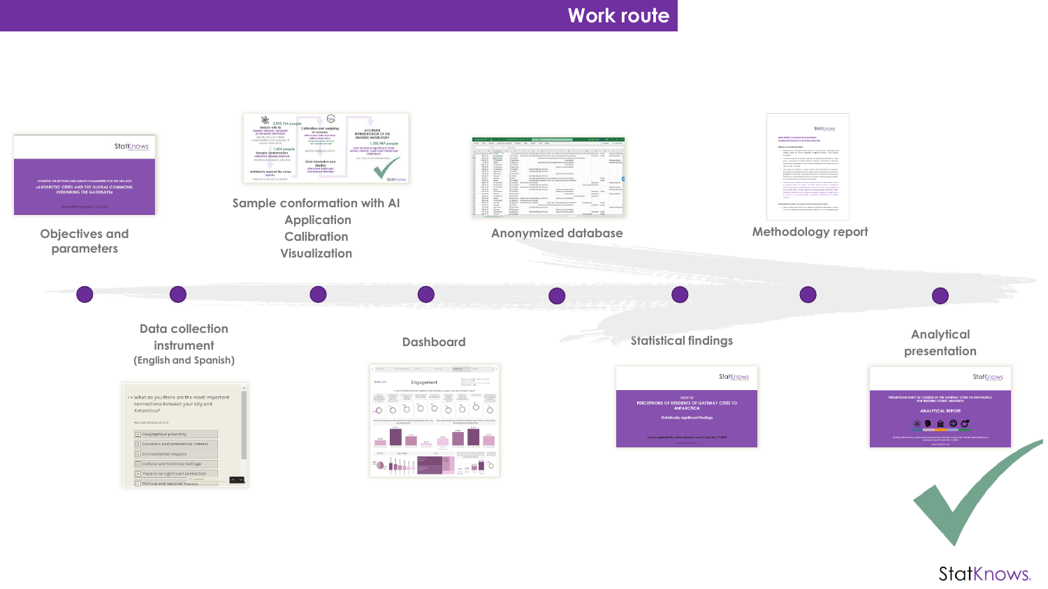# Work route

Objectives and parameters

Data collection instrument (English and Spanish)

Sample conformation with AI
Application
Calibration
Visualization

Dashboard

Anonymized database

Statistical findings

Methodology report

Analytical presentation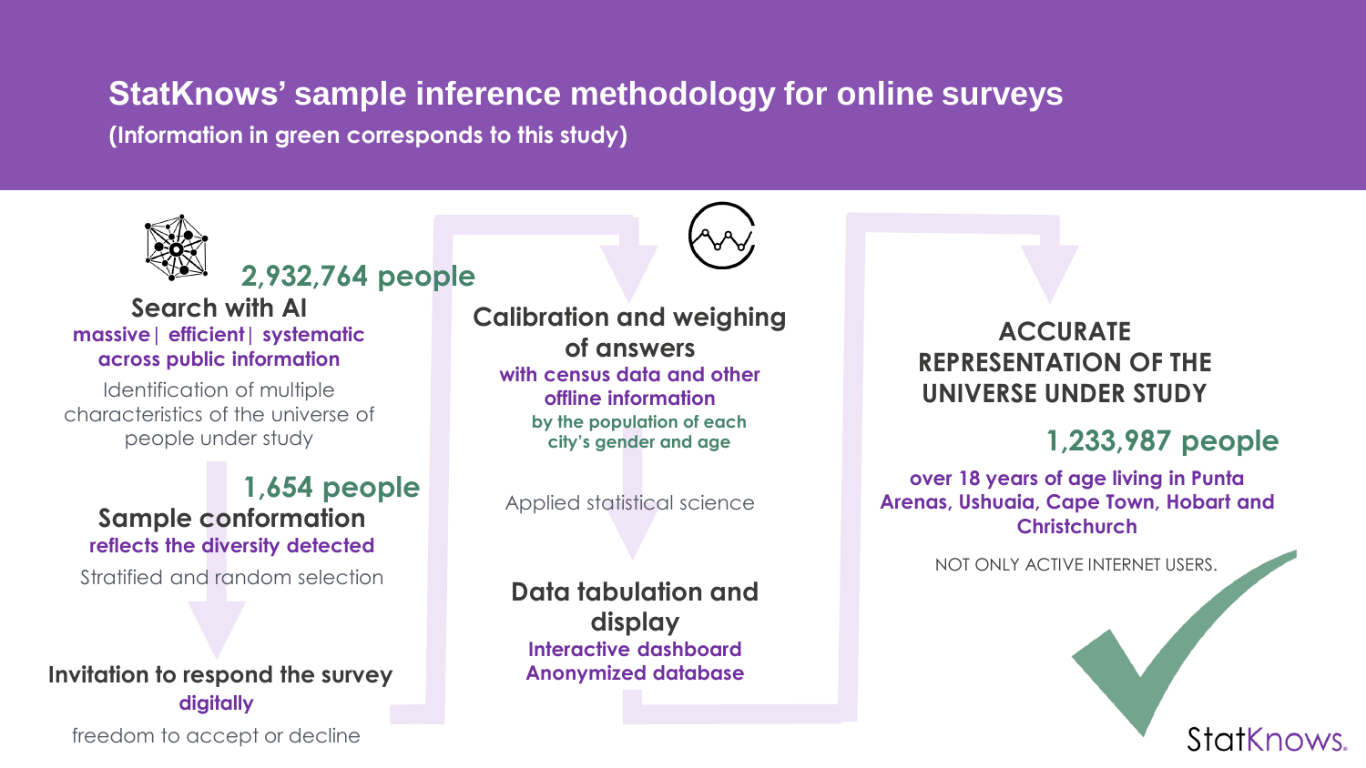# StatKnows' sample inference methodology for online surveys

**(Information in green corresponds to this study)**

**2,932,764 people**

### Search with AI

**massive | efficient | systematic across public information**

Identification of multiple characteristics of the universe of people under study

**1,654 people**

### Sample conformation

**reflects the diversity detected**

Stratified and random selection

### Invitation to respond the survey

**digitally**

freedom to accept or decline

### Calibration and weighing of answers

**with census data and other offline information**

**by the population of each city's gender and age**

Applied statistical science

### Data tabulation and display

**Interactive dashboard**
**Anonymized database**

### ACCURATE REPRESENTATION OF THE UNIVERSE UNDER STUDY

**1,233,987 people**

**over 18 years of age living in Punta Arenas, Ushuaia, Cape Town, Hobart and Christchurch**

NOT ONLY ACTIVE INTERNET USERS.

StatKnows.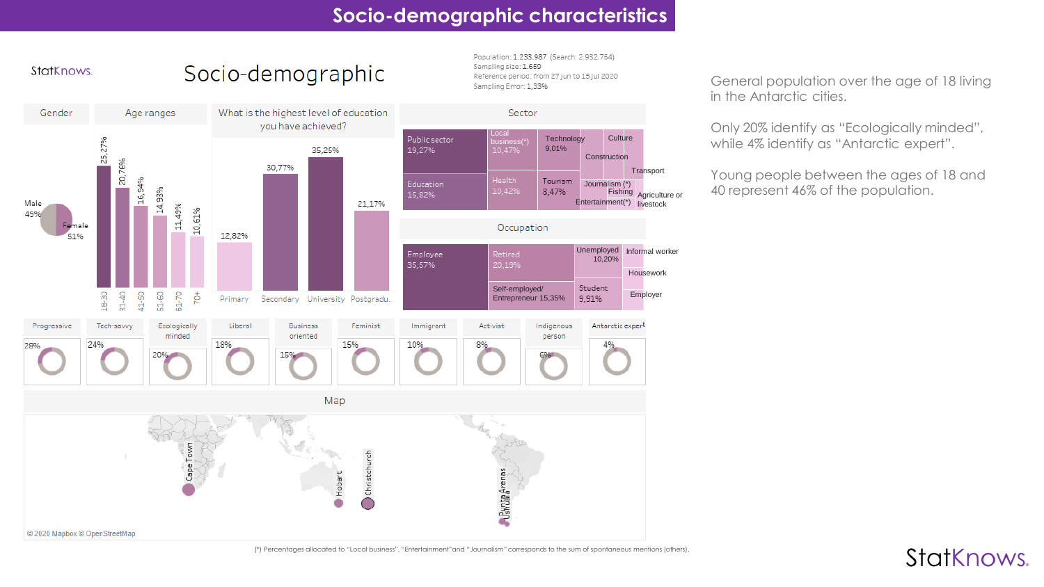# Socio-demographic characteristics

StatKnows.

## Socio-demographic

Population: 1.233.987 (Search: 2.932.764)
Sampling size: 1.659
Reference period: from 27 jun to 15 jul 2020
Sampling Error: 1,33%

### Gender

| Gender | % |
|---|---|
| Male | 49% |
| Female | 51% |

### Age ranges

| Age range | % |
|---|---|
| 18-30 | 25,27% |
| 31-40 | 20,76% |
| 41-50 | 16,94% |
| 51-60 | 14,93% |
| 61-70 | 11,49% |
| 70+ | 10,61% |

### What is the highest level of education you have achieved?

| Education | % |
|---|---|
| Primary | 12,82% |
| Secondary | 30,77% |
| University | 35,25% |
| Postgradu... | 21,17% |

### Sector

| Sector | % |
|---|---|
| Public sector | 19,27% |
| Education | 15,82% |
| Local business(*) | 10,47% |
| Health | 10,42% |
| Technology | 9,01% |
| Tourism | 8,47% |
| Culture | |
| Construction | |
| Transport | |
| Journalism (*) | |
| Fishing | |
| Entertainment(*) | |
| Agriculture or livestock | |

### Occupation

| Occupation | % |
|---|---|
| Employee | 35,57% |
| Retired | 20,19% |
| Self-employed/ Entrepreneur | 15,35% |
| Unemployed | 10,20% |
| Student | 9,91% |
| Informal worker | |
| Housework | |
| Employer | |

| Progressive | Tech-savvy | Ecologically minded | Liberal | Business oriented | Feminist | Immigrant | Activist | Indigenous person | Antarctic expert |
|---|---|---|---|---|---|---|---|---|---|
| 28% | 24% | 20% | 18% | 15% | 15% | 10% | 8% | 6% | 4% |

### Map

Cape Town, Hobart, Christchurch, Punta Arenas, Ushuaia

© 2020 Mapbox © OpenStreetMap

(*) Percentages allocated to "Local business", "Entertainment" and "Journalism" corresponds to the sum of spontaneous mentions (others).

General population over the age of 18 living in the Antarctic cities.

Only 20% identify as "Ecologically minded", while 4% identify as "Antarctic expert".

Young people between the ages of 18 and 40 represent 46% of the population.

StatKnows.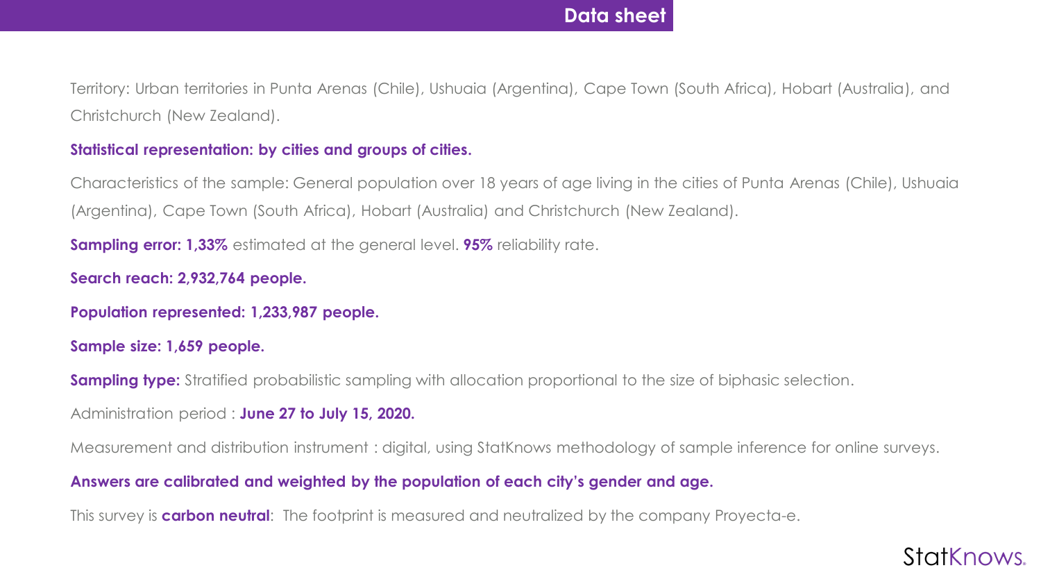# Data sheet

Territory: Urban territories in Punta Arenas (Chile), Ushuaia (Argentina), Cape Town (South Africa), Hobart (Australia), and Christchurch (New Zealand).

**Statistical representation: by cities and groups of cities.**

Characteristics of the sample: General population over 18 years of age living in the cities of Punta Arenas (Chile), Ushuaia (Argentina), Cape Town (South Africa), Hobart (Australia) and Christchurch (New Zealand).

**Sampling error: 1,33%** estimated at the general level. **95%** reliability rate.

**Search reach: 2,932,764 people.**

**Population represented: 1,233,987 people.**

**Sample size: 1,659 people.**

**Sampling type:** Stratified probabilistic sampling with allocation proportional to the size of biphasic selection.

Administration period : **June 27 to July 15, 2020.**

Measurement and distribution instrument : digital, using StatKnows methodology of sample inference for online surveys.

**Answers are calibrated and weighted by the population of each city's gender and age.**

This survey is **carbon neutral**: The footprint is measured and neutralized by the company Proyecta-e.

StatKnows.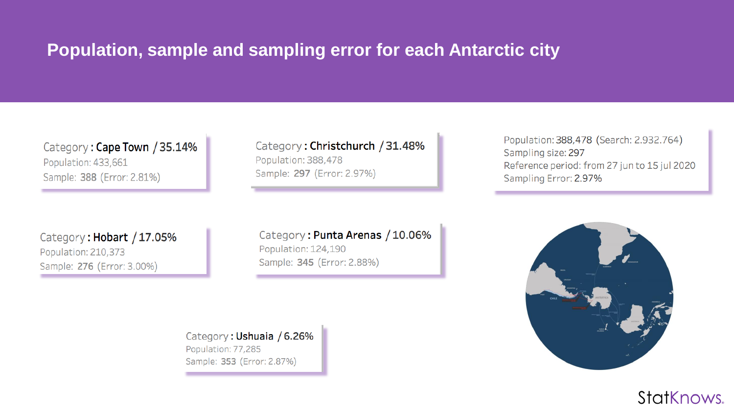# Population, sample and sampling error for each Antarctic city

Category : **Cape Town** / **35.14%**
Population: 433,661
Sample: **388** (Error: 2.81%)

Category : **Christchurch** / **31.48%**
Population: 388,478
Sample: **297** (Error: 2.97%)

Population: 388,478 (Search: 2.932.764)
Sampling size: 297
Reference period: from 27 jun to 15 jul 2020
Sampling Error: 2.97%

Category : **Hobart** / **17.05%**
Population: 210,373
Sample: **276** (Error: 3.00%)

Category : **Punta Arenas** / **10.06%**
Population: 124,190
Sample: **345** (Error: 2.88%)

Category : **Ushuaia** / **6.26%**
Population: 77,285
Sample: **353** (Error: 2.87%)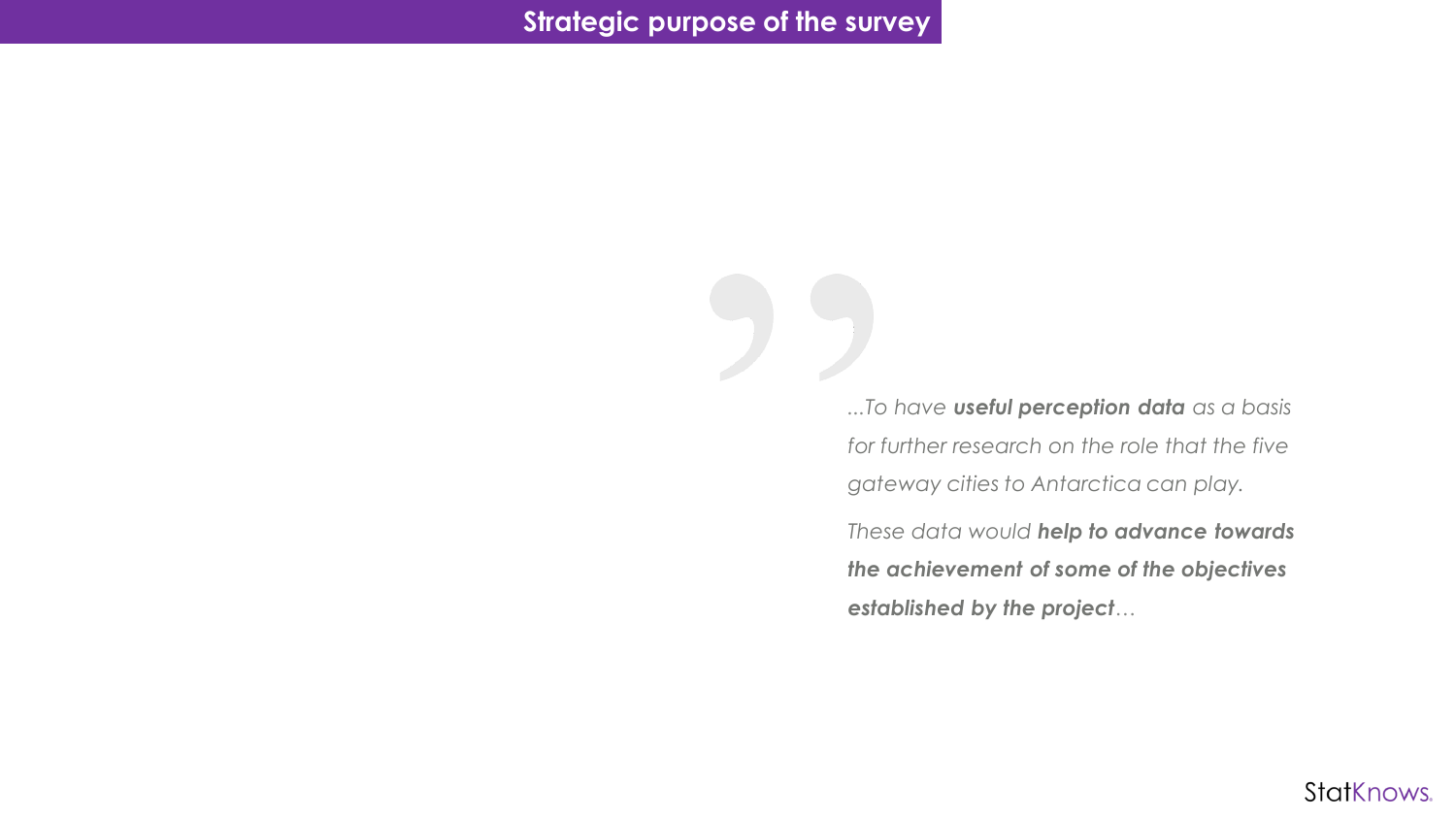## Strategic purpose of the survey

*...To have **useful perception data** as a basis for further research on the role that the five gateway cities to Antarctica can play.*

*These data would **help to advance towards the achievement of some of the objectives established by the project**…*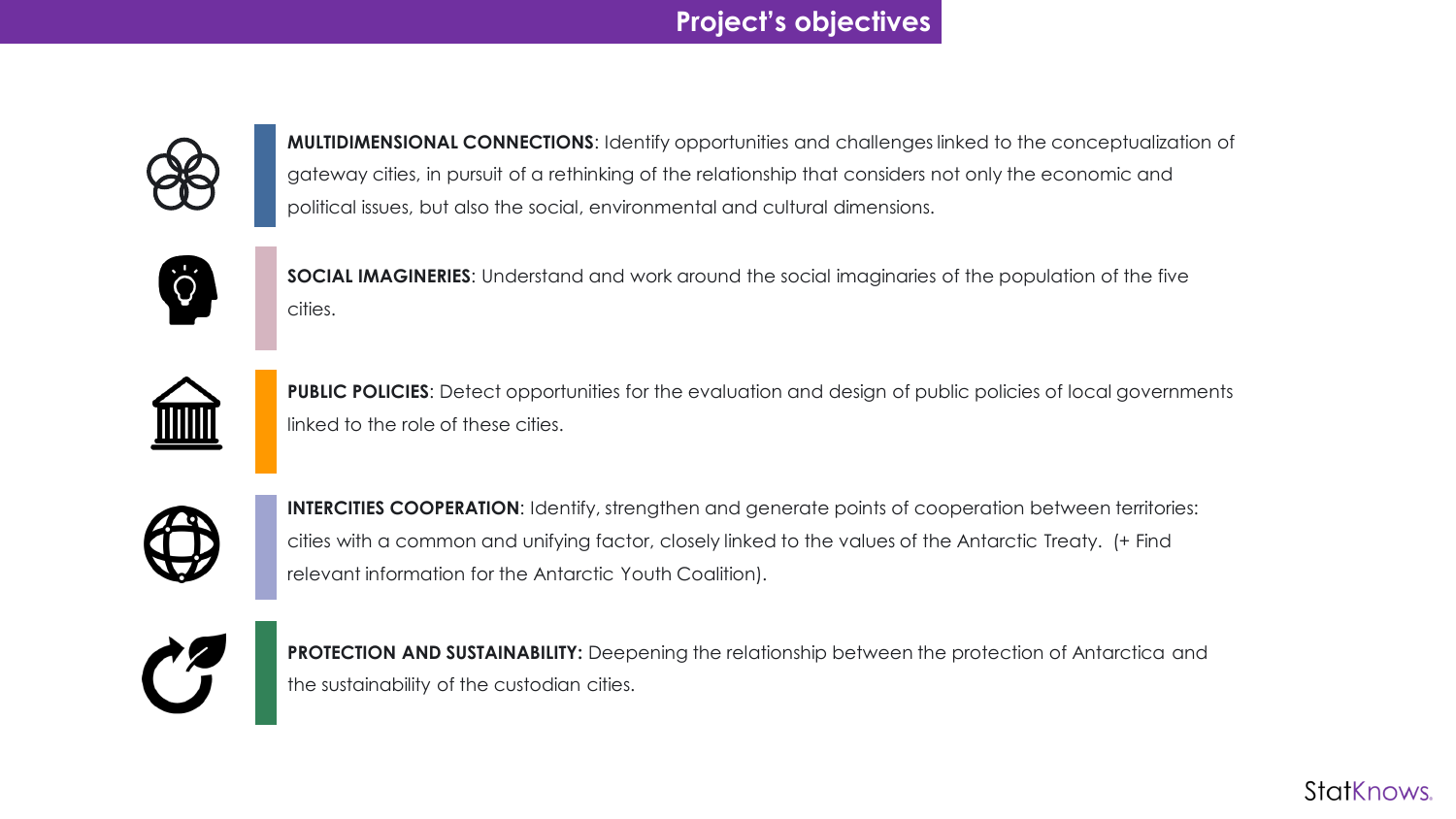# Project's objectives

**MULTIDIMENSIONAL CONNECTIONS**: Identify opportunities and challenges linked to the conceptualization of gateway cities, in pursuit of a rethinking of the relationship that considers not only the economic and political issues, but also the social, environmental and cultural dimensions.

**SOCIAL IMAGINERIES**: Understand and work around the social imaginaries of the population of the five cities.

**PUBLIC POLICIES**: Detect opportunities for the evaluation and design of public policies of local governments linked to the role of these cities.

**INTERCITIES COOPERATION**: Identify, strengthen and generate points of cooperation between territories: cities with a common and unifying factor, closely linked to the values of the Antarctic Treaty. (+ Find relevant information for the Antarctic Youth Coalition).

**PROTECTION AND SUSTAINABILITY:** Deepening the relationship between the protection of Antarctica and the sustainability of the custodian cities.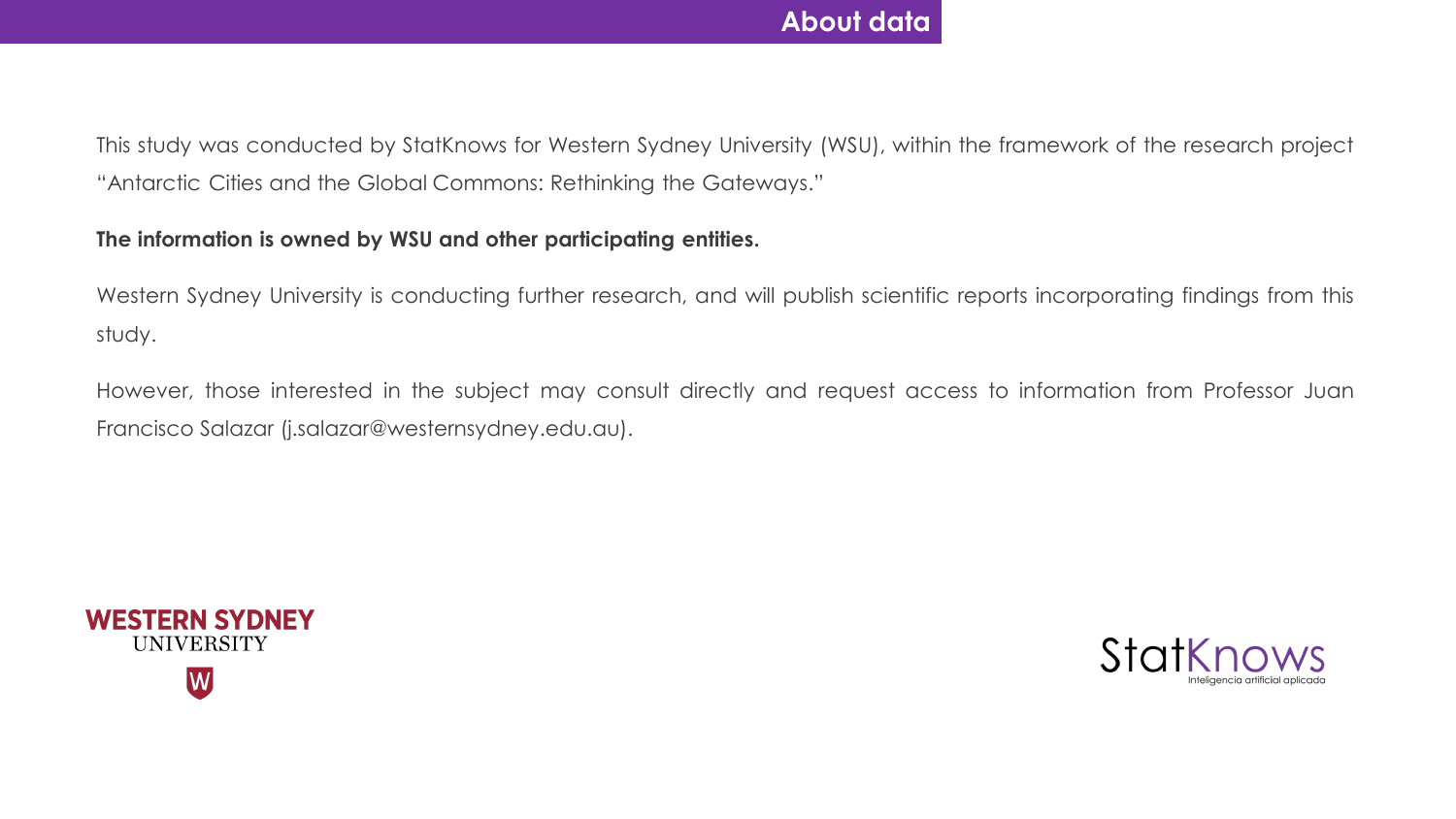# About data

This study was conducted by StatKnows for Western Sydney University (WSU), within the framework of the research project "Antarctic Cities and the Global Commons: Rethinking the Gateways."

**The information is owned by WSU and other participating entities.**

Western Sydney University is conducting further research, and will publish scientific reports incorporating findings from this study.

However, those interested in the subject may consult directly and request access to information from Professor Juan Francisco Salazar (j.salazar@westernsydney.edu.au).

WESTERN SYDNEY UNIVERSITY

StatKnows
Inteligencia artificial aplicada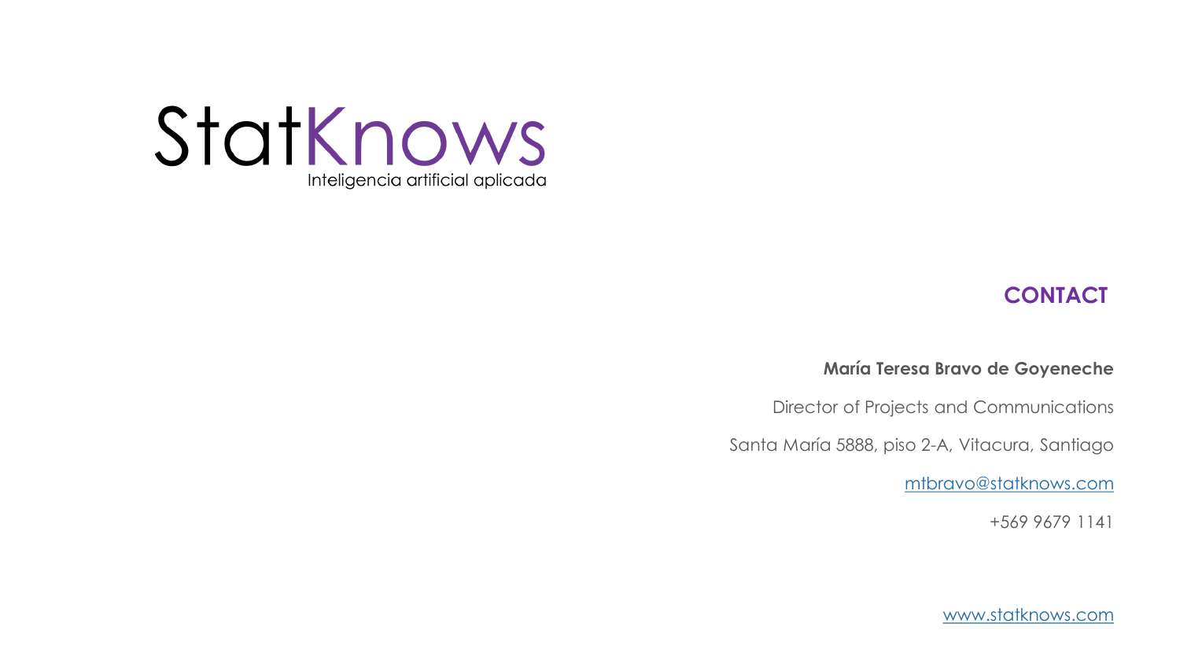StatKnows

Inteligencia artificial aplicada

## CONTACT

**María Teresa Bravo de Goyeneche**

Director of Projects and Communications

Santa María 5888, piso 2-A, Vitacura, Santiago

mtbravo@statknows.com

+569 9679 1141

www.statknows.com